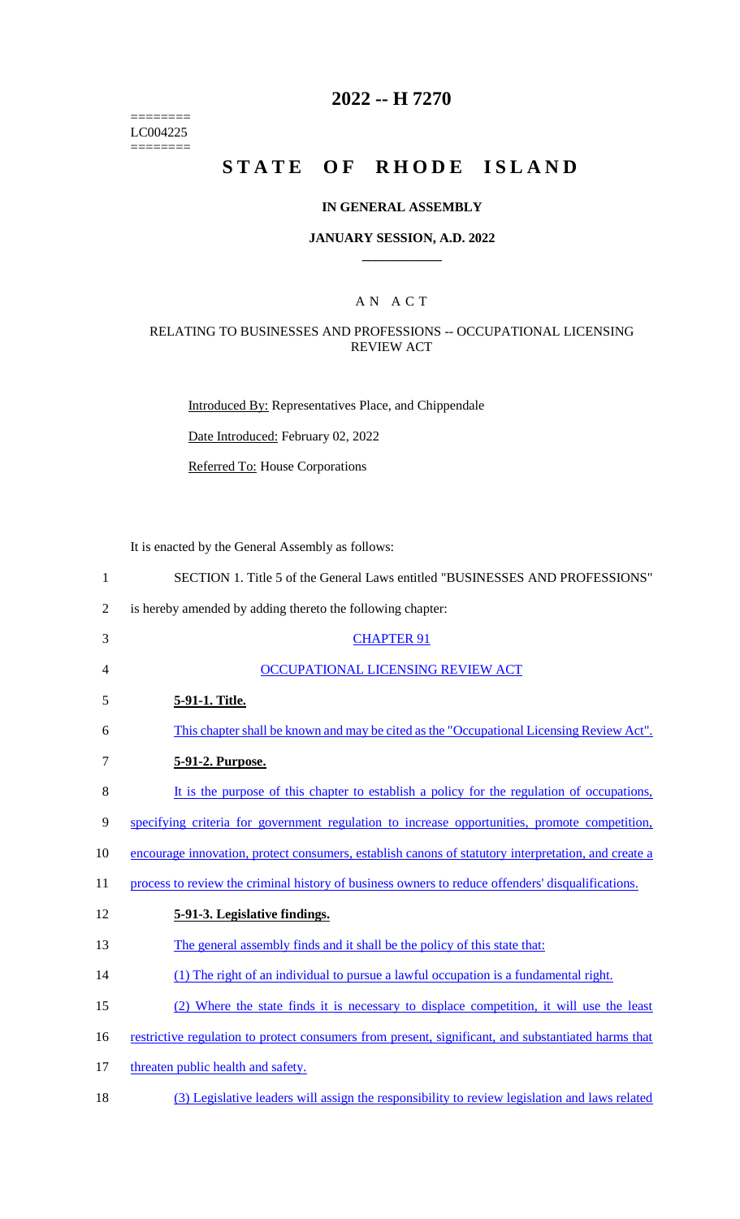========
LC004225
========

# 2022 -- H 7270

# STATE OF RHODE ISLAND

## IN GENERAL ASSEMBLY

### JANUARY SESSION, A.D. 2022

### A N A C T

RELATING TO BUSINESSES AND PROFESSIONS -- OCCUPATIONAL LICENSING REVIEW ACT

Introduced By: Representatives Place, and Chippendale

Date Introduced: February 02, 2022

Referred To: House Corporations

It is enacted by the General Assembly as follows:

1 SECTION 1. Title 5 of the General Laws entitled "BUSINESSES AND PROFESSIONS"
2 is hereby amended by adding thereto the following chapter:
3 CHAPTER 91
4 OCCUPATIONAL LICENSING REVIEW ACT
5 **5-91-1. Title.**
6 This chapter shall be known and may be cited as the "Occupational Licensing Review Act".
7 **5-91-2. Purpose.**
8 It is the purpose of this chapter to establish a policy for the regulation of occupations,
9 specifying criteria for government regulation to increase opportunities, promote competition,
10 encourage innovation, protect consumers, establish canons of statutory interpretation, and create a
11 process to review the criminal history of business owners to reduce offenders' disqualifications.
12 **5-91-3. Legislative findings.**
13 The general assembly finds and it shall be the policy of this state that:
14 (1) The right of an individual to pursue a lawful occupation is a fundamental right.
15 (2) Where the state finds it is necessary to displace competition, it will use the least
16 restrictive regulation to protect consumers from present, significant, and substantiated harms that
17 threaten public health and safety.
18 (3) Legislative leaders will assign the responsibility to review legislation and laws related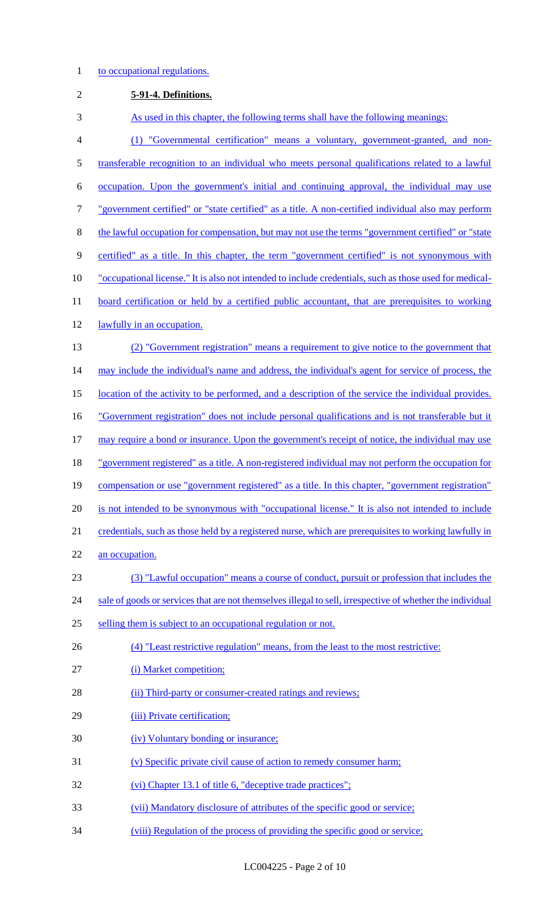to occupational regulations.

**5-91-4. Definitions.**

As used in this chapter, the following terms shall have the following meanings:

(1) "Governmental certification" means a voluntary, government-granted, and non-transferable recognition to an individual who meets personal qualifications related to a lawful occupation. Upon the government's initial and continuing approval, the individual may use "government certified" or "state certified" as a title. A non-certified individual also may perform the lawful occupation for compensation, but may not use the terms "government certified" or "state certified" as a title. In this chapter, the term "government certified" is not synonymous with "occupational license." It is also not intended to include credentials, such as those used for medical-board certification or held by a certified public accountant, that are prerequisites to working lawfully in an occupation.

(2) "Government registration" means a requirement to give notice to the government that may include the individual's name and address, the individual's agent for service of process, the location of the activity to be performed, and a description of the service the individual provides. "Government registration" does not include personal qualifications and is not transferable but it may require a bond or insurance. Upon the government's receipt of notice, the individual may use "government registered" as a title. A non-registered individual may not perform the occupation for compensation or use "government registered" as a title. In this chapter, "government registration" is not intended to be synonymous with "occupational license." It is also not intended to include credentials, such as those held by a registered nurse, which are prerequisites to working lawfully in an occupation.

(3) "Lawful occupation" means a course of conduct, pursuit or profession that includes the sale of goods or services that are not themselves illegal to sell, irrespective of whether the individual selling them is subject to an occupational regulation or not.

(4) "Least restrictive regulation" means, from the least to the most restrictive:

(i) Market competition;

(ii) Third-party or consumer-created ratings and reviews;

(iii) Private certification;

(iv) Voluntary bonding or insurance;

(v) Specific private civil cause of action to remedy consumer harm;

(vi) Chapter 13.1 of title 6, "deceptive trade practices";

(vii) Mandatory disclosure of attributes of the specific good or service;

(viii) Regulation of the process of providing the specific good or service;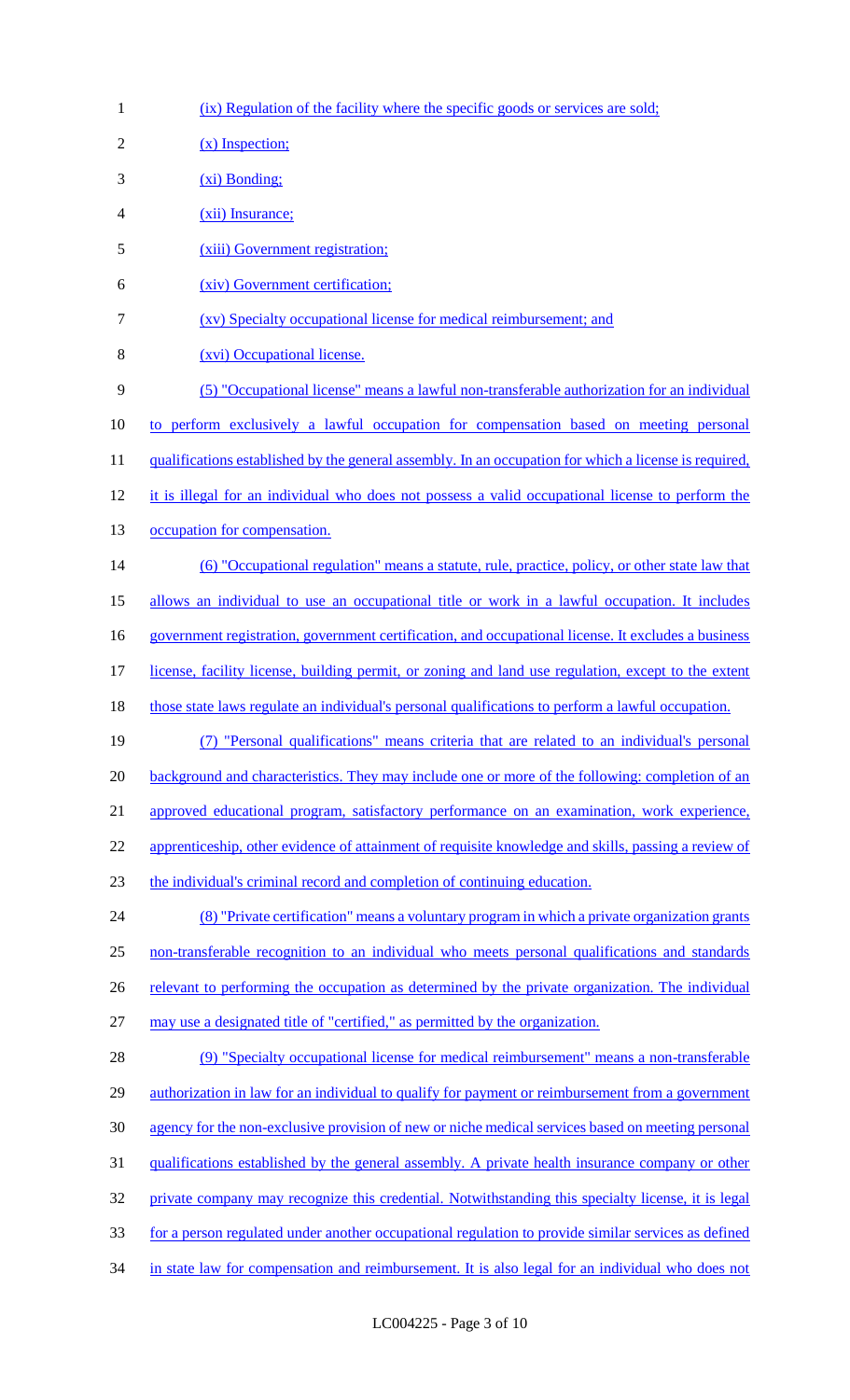(ix) Regulation of the facility where the specific goods or services are sold;

(x) Inspection;

(xi) Bonding;

(xii) Insurance;

(xiii) Government registration;

(xiv) Government certification;

(xv) Specialty occupational license for medical reimbursement; and

(xvi) Occupational license.

(5) "Occupational license" means a lawful non-transferable authorization for an individual to perform exclusively a lawful occupation for compensation based on meeting personal qualifications established by the general assembly. In an occupation for which a license is required, it is illegal for an individual who does not possess a valid occupational license to perform the occupation for compensation.

(6) "Occupational regulation" means a statute, rule, practice, policy, or other state law that allows an individual to use an occupational title or work in a lawful occupation. It includes government registration, government certification, and occupational license. It excludes a business license, facility license, building permit, or zoning and land use regulation, except to the extent those state laws regulate an individual's personal qualifications to perform a lawful occupation.

(7) "Personal qualifications" means criteria that are related to an individual's personal background and characteristics. They may include one or more of the following: completion of an approved educational program, satisfactory performance on an examination, work experience, apprenticeship, other evidence of attainment of requisite knowledge and skills, passing a review of the individual's criminal record and completion of continuing education.

(8) "Private certification" means a voluntary program in which a private organization grants non-transferable recognition to an individual who meets personal qualifications and standards relevant to performing the occupation as determined by the private organization. The individual may use a designated title of "certified," as permitted by the organization.

(9) "Specialty occupational license for medical reimbursement" means a non-transferable authorization in law for an individual to qualify for payment or reimbursement from a government agency for the non-exclusive provision of new or niche medical services based on meeting personal qualifications established by the general assembly. A private health insurance company or other private company may recognize this credential. Notwithstanding this specialty license, it is legal for a person regulated under another occupational regulation to provide similar services as defined in state law for compensation and reimbursement. It is also legal for an individual who does not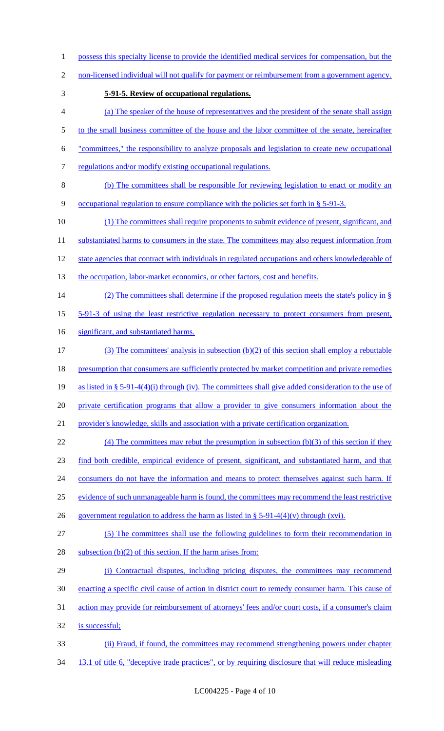possess this specialty license to provide the identified medical services for compensation, but the non-licensed individual will not qualify for payment or reimbursement from a government agency.

**5-91-5. Review of occupational regulations.**

(a) The speaker of the house of representatives and the president of the senate shall assign to the small business committee of the house and the labor committee of the senate, hereinafter "committees," the responsibility to analyze proposals and legislation to create new occupational regulations and/or modify existing occupational regulations.

(b) The committees shall be responsible for reviewing legislation to enact or modify an occupational regulation to ensure compliance with the policies set forth in § 5-91-3.

(1) The committees shall require proponents to submit evidence of present, significant, and substantiated harms to consumers in the state. The committees may also request information from state agencies that contract with individuals in regulated occupations and others knowledgeable of the occupation, labor-market economics, or other factors, cost and benefits.

(2) The committees shall determine if the proposed regulation meets the state's policy in § 5-91-3 of using the least restrictive regulation necessary to protect consumers from present, significant, and substantiated harms.

(3) The committees' analysis in subsection (b)(2) of this section shall employ a rebuttable presumption that consumers are sufficiently protected by market competition and private remedies as listed in § 5-91-4(4)(i) through (iv). The committees shall give added consideration to the use of private certification programs that allow a provider to give consumers information about the provider's knowledge, skills and association with a private certification organization.

(4) The committees may rebut the presumption in subsection (b)(3) of this section if they find both credible, empirical evidence of present, significant, and substantiated harm, and that consumers do not have the information and means to protect themselves against such harm. If evidence of such unmanageable harm is found, the committees may recommend the least restrictive government regulation to address the harm as listed in § 5-91-4(4)(v) through (xvi).

(5) The committees shall use the following guidelines to form their recommendation in subsection (b)(2) of this section. If the harm arises from:

(i) Contractual disputes, including pricing disputes, the committees may recommend enacting a specific civil cause of action in district court to remedy consumer harm. This cause of action may provide for reimbursement of attorneys' fees and/or court costs, if a consumer's claim is successful;

(ii) Fraud, if found, the committees may recommend strengthening powers under chapter 13.1 of title 6, "deceptive trade practices", or by requiring disclosure that will reduce misleading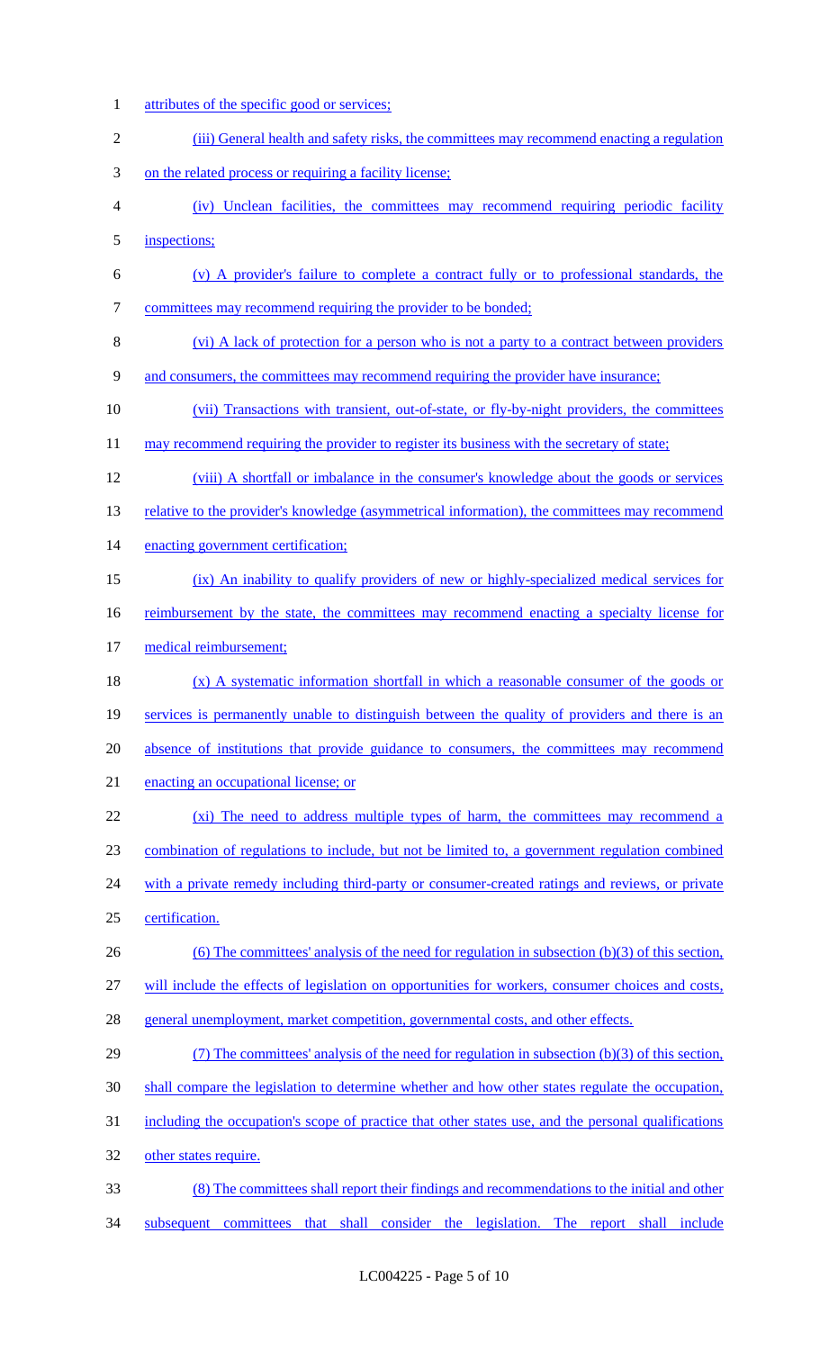attributes of the specific good or services;

(iii) General health and safety risks, the committees may recommend enacting a regulation on the related process or requiring a facility license;

(iv) Unclean facilities, the committees may recommend requiring periodic facility inspections;

(v) A provider's failure to complete a contract fully or to professional standards, the committees may recommend requiring the provider to be bonded;

(vi) A lack of protection for a person who is not a party to a contract between providers and consumers, the committees may recommend requiring the provider have insurance;

(vii) Transactions with transient, out-of-state, or fly-by-night providers, the committees may recommend requiring the provider to register its business with the secretary of state;

(viii) A shortfall or imbalance in the consumer's knowledge about the goods or services relative to the provider's knowledge (asymmetrical information), the committees may recommend enacting government certification;

(ix) An inability to qualify providers of new or highly-specialized medical services for reimbursement by the state, the committees may recommend enacting a specialty license for medical reimbursement;

(x) A systematic information shortfall in which a reasonable consumer of the goods or services is permanently unable to distinguish between the quality of providers and there is an absence of institutions that provide guidance to consumers, the committees may recommend enacting an occupational license; or

(xi) The need to address multiple types of harm, the committees may recommend a combination of regulations to include, but not be limited to, a government regulation combined with a private remedy including third-party or consumer-created ratings and reviews, or private certification.

(6) The committees' analysis of the need for regulation in subsection (b)(3) of this section, will include the effects of legislation on opportunities for workers, consumer choices and costs, general unemployment, market competition, governmental costs, and other effects.

(7) The committees' analysis of the need for regulation in subsection (b)(3) of this section, shall compare the legislation to determine whether and how other states regulate the occupation, including the occupation's scope of practice that other states use, and the personal qualifications other states require.

(8) The committees shall report their findings and recommendations to the initial and other subsequent committees that shall consider the legislation. The report shall include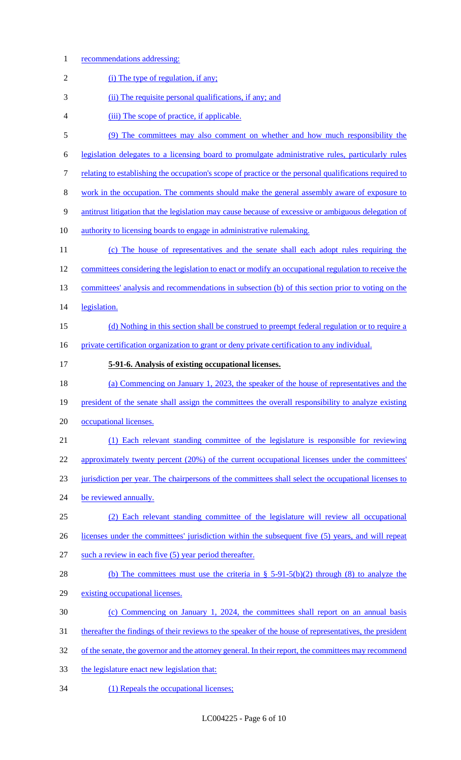recommendations addressing:

(i) The type of regulation, if any;

(ii) The requisite personal qualifications, if any; and

(iii) The scope of practice, if applicable.

(9) The committees may also comment on whether and how much responsibility the legislation delegates to a licensing board to promulgate administrative rules, particularly rules relating to establishing the occupation's scope of practice or the personal qualifications required to work in the occupation. The comments should make the general assembly aware of exposure to antitrust litigation that the legislation may cause because of excessive or ambiguous delegation of authority to licensing boards to engage in administrative rulemaking.

(c) The house of representatives and the senate shall each adopt rules requiring the committees considering the legislation to enact or modify an occupational regulation to receive the committees' analysis and recommendations in subsection (b) of this section prior to voting on the legislation.

(d) Nothing in this section shall be construed to preempt federal regulation or to require a private certification organization to grant or deny private certification to any individual.

**5-91-6. Analysis of existing occupational licenses.**

(a) Commencing on January 1, 2023, the speaker of the house of representatives and the president of the senate shall assign the committees the overall responsibility to analyze existing occupational licenses.

(1) Each relevant standing committee of the legislature is responsible for reviewing approximately twenty percent (20%) of the current occupational licenses under the committees' jurisdiction per year. The chairpersons of the committees shall select the occupational licenses to be reviewed annually.

(2) Each relevant standing committee of the legislature will review all occupational licenses under the committees' jurisdiction within the subsequent five (5) years, and will repeat such a review in each five (5) year period thereafter.

(b) The committees must use the criteria in § 5-91-5(b)(2) through (8) to analyze the existing occupational licenses.

(c) Commencing on January 1, 2024, the committees shall report on an annual basis thereafter the findings of their reviews to the speaker of the house of representatives, the president of the senate, the governor and the attorney general. In their report, the committees may recommend the legislature enact new legislation that:

(1) Repeals the occupational licenses;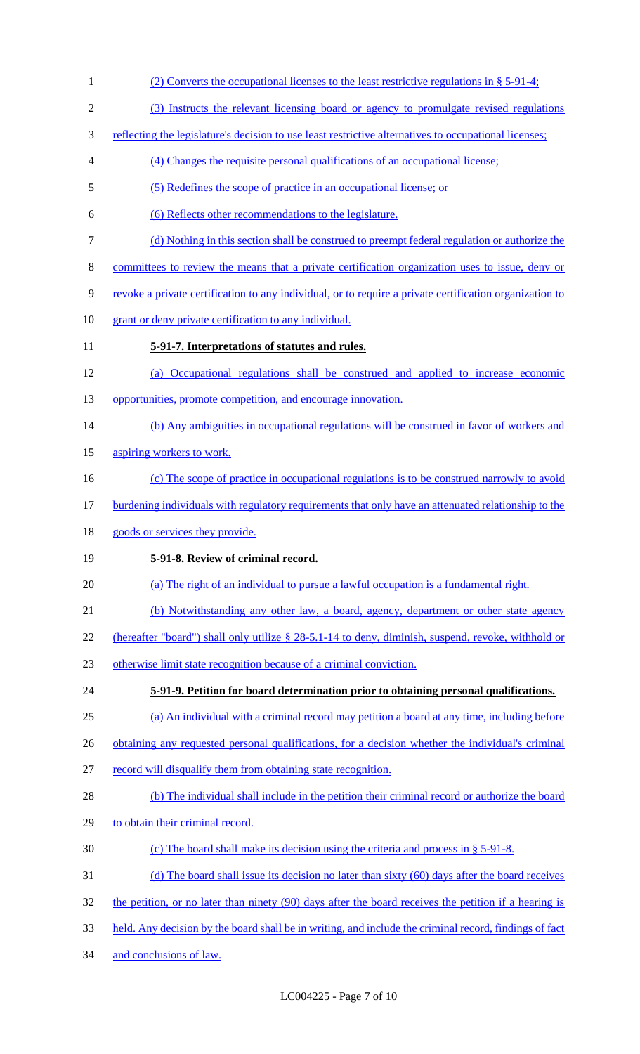(2) Converts the occupational licenses to the least restrictive regulations in § 5-91-4;

(3) Instructs the relevant licensing board or agency to promulgate revised regulations reflecting the legislature's decision to use least restrictive alternatives to occupational licenses;

(4) Changes the requisite personal qualifications of an occupational license;

(5) Redefines the scope of practice in an occupational license; or

(6) Reflects other recommendations to the legislature.

(d) Nothing in this section shall be construed to preempt federal regulation or authorize the committees to review the means that a private certification organization uses to issue, deny or revoke a private certification to any individual, or to require a private certification organization to grant or deny private certification to any individual.

**5-91-7. Interpretations of statutes and rules.**

(a) Occupational regulations shall be construed and applied to increase economic opportunities, promote competition, and encourage innovation.

(b) Any ambiguities in occupational regulations will be construed in favor of workers and aspiring workers to work.

(c) The scope of practice in occupational regulations is to be construed narrowly to avoid burdening individuals with regulatory requirements that only have an attenuated relationship to the goods or services they provide.

**5-91-8. Review of criminal record.**

(a) The right of an individual to pursue a lawful occupation is a fundamental right.

(b) Notwithstanding any other law, a board, agency, department or other state agency (hereafter "board") shall only utilize § 28-5.1-14 to deny, diminish, suspend, revoke, withhold or otherwise limit state recognition because of a criminal conviction.

**5-91-9. Petition for board determination prior to obtaining personal qualifications.**

(a) An individual with a criminal record may petition a board at any time, including before obtaining any requested personal qualifications, for a decision whether the individual's criminal record will disqualify them from obtaining state recognition.

(b) The individual shall include in the petition their criminal record or authorize the board to obtain their criminal record.

(c) The board shall make its decision using the criteria and process in § 5-91-8.

(d) The board shall issue its decision no later than sixty (60) days after the board receives the petition, or no later than ninety (90) days after the board receives the petition if a hearing is held. Any decision by the board shall be in writing, and include the criminal record, findings of fact and conclusions of law.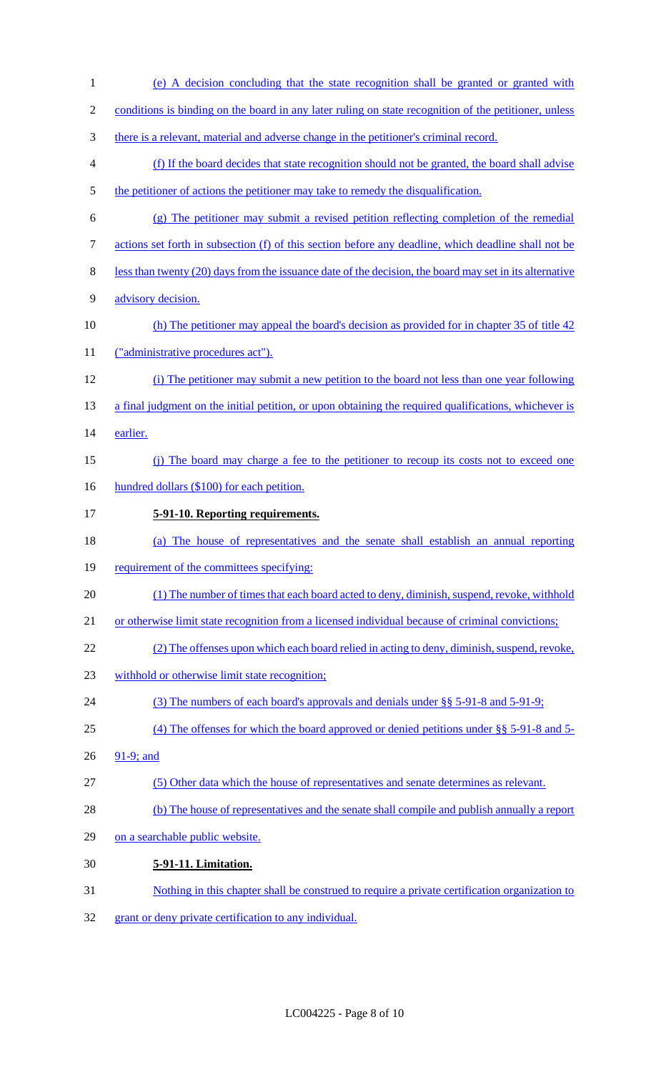(e) A decision concluding that the state recognition shall be granted or granted with conditions is binding on the board in any later ruling on state recognition of the petitioner, unless there is a relevant, material and adverse change in the petitioner's criminal record.

(f) If the board decides that state recognition should not be granted, the board shall advise the petitioner of actions the petitioner may take to remedy the disqualification.

(g) The petitioner may submit a revised petition reflecting completion of the remedial actions set forth in subsection (f) of this section before any deadline, which deadline shall not be less than twenty (20) days from the issuance date of the decision, the board may set in its alternative advisory decision.

(h) The petitioner may appeal the board's decision as provided for in chapter 35 of title 42 ("administrative procedures act").

(i) The petitioner may submit a new petition to the board not less than one year following a final judgment on the initial petition, or upon obtaining the required qualifications, whichever is earlier.

(j) The board may charge a fee to the petitioner to recoup its costs not to exceed one hundred dollars ($100) for each petition.

**5-91-10. Reporting requirements.**

(a) The house of representatives and the senate shall establish an annual reporting requirement of the committees specifying:

(1) The number of times that each board acted to deny, diminish, suspend, revoke, withhold or otherwise limit state recognition from a licensed individual because of criminal convictions;

(2) The offenses upon which each board relied in acting to deny, diminish, suspend, revoke, withhold or otherwise limit state recognition;

(3) The numbers of each board's approvals and denials under §§ 5-91-8 and 5-91-9;

(4) The offenses for which the board approved or denied petitions under §§ 5-91-8 and 5-91-9; and

(5) Other data which the house of representatives and senate determines as relevant.

(b) The house of representatives and the senate shall compile and publish annually a report on a searchable public website.

**5-91-11. Limitation.**

Nothing in this chapter shall be construed to require a private certification organization to grant or deny private certification to any individual.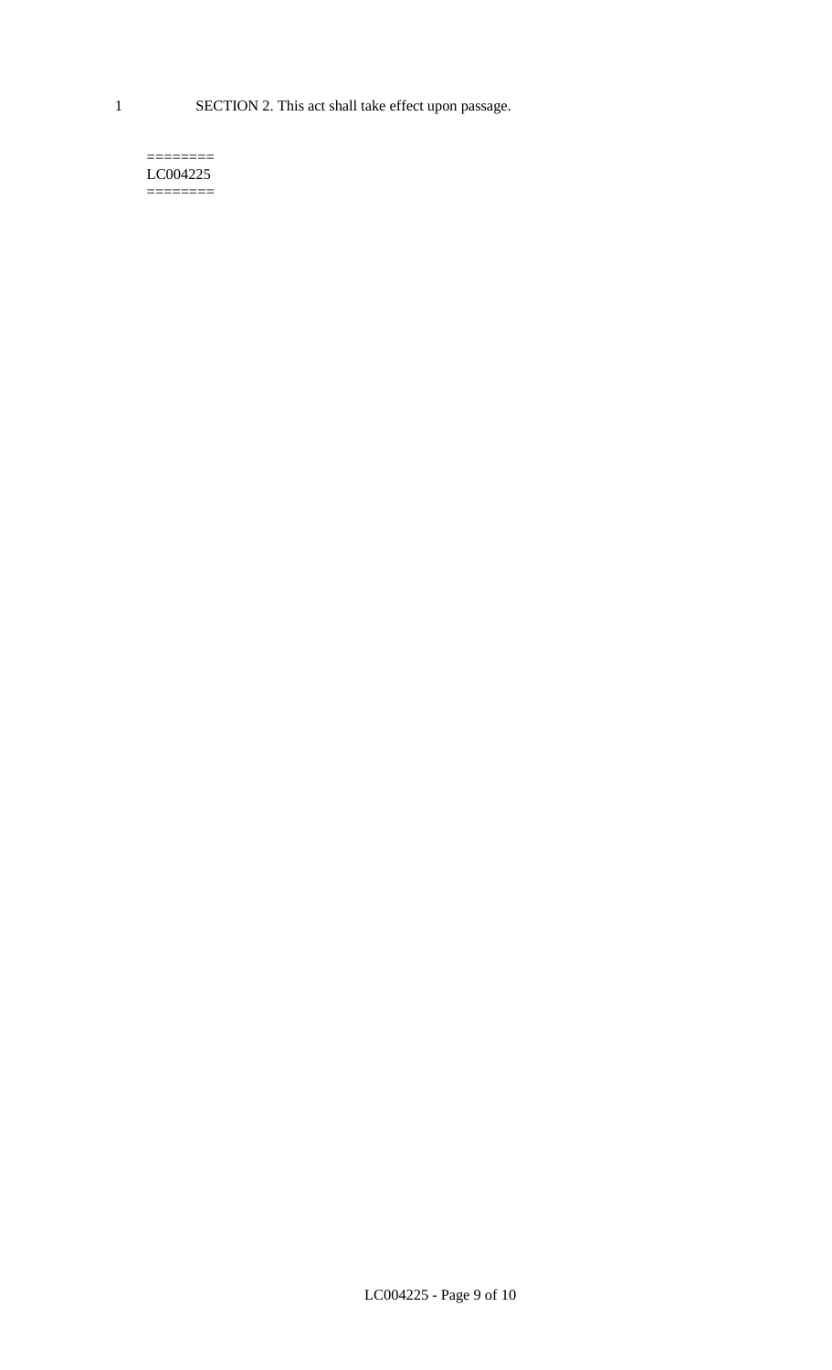1 SECTION 2. This act shall take effect upon passage.

========
LC004225
========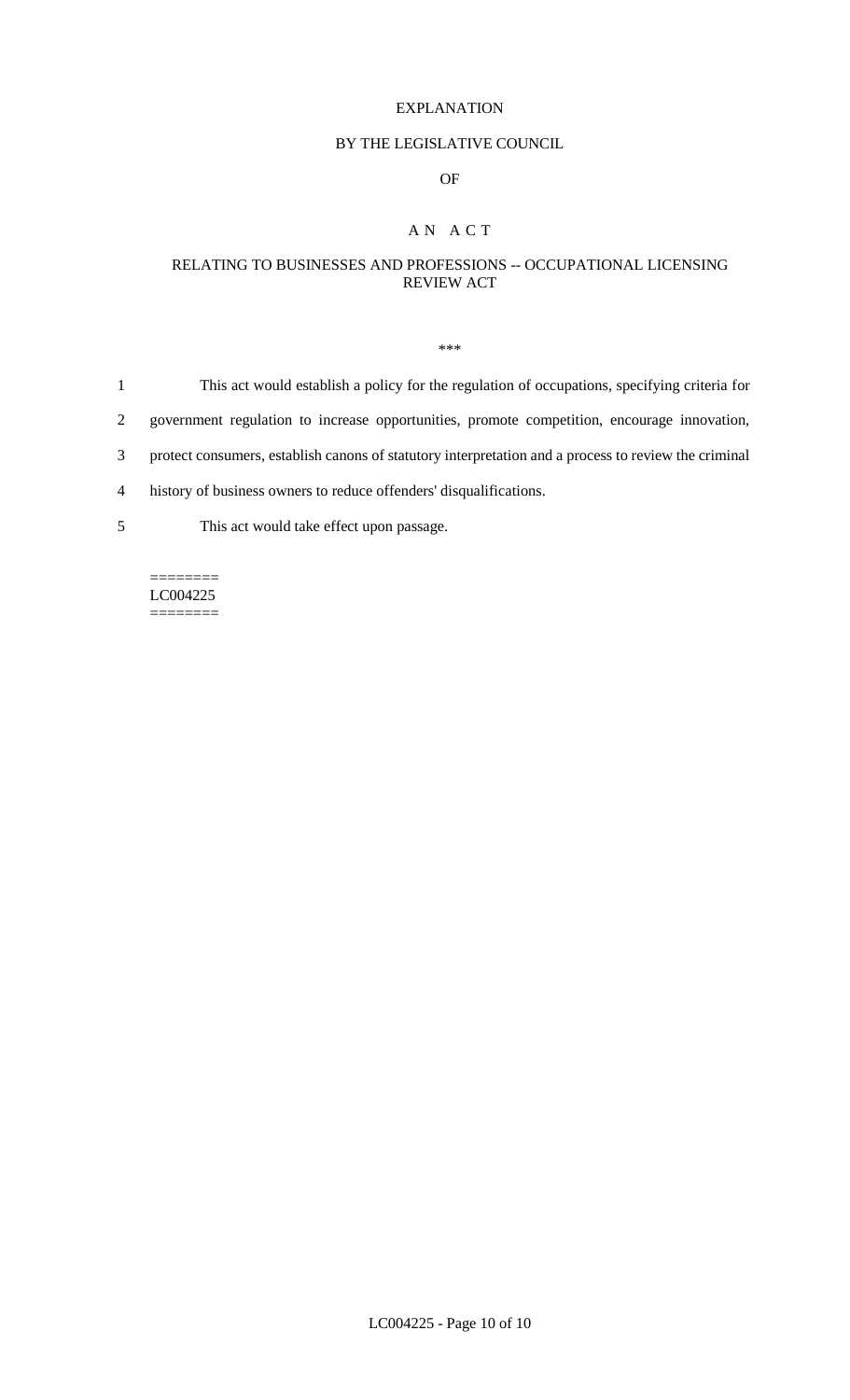EXPLANATION

BY THE LEGISLATIVE COUNCIL

OF

A N A C T

RELATING TO BUSINESSES AND PROFESSIONS -- OCCUPATIONAL LICENSING REVIEW ACT

\*\*\*

1 This act would establish a policy for the regulation of occupations, specifying criteria for
2 government regulation to increase opportunities, promote competition, encourage innovation,
3 protect consumers, establish canons of statutory interpretation and a process to review the criminal
4 history of business owners to reduce offenders' disqualifications.
5 This act would take effect upon passage.

========
LC004225
========